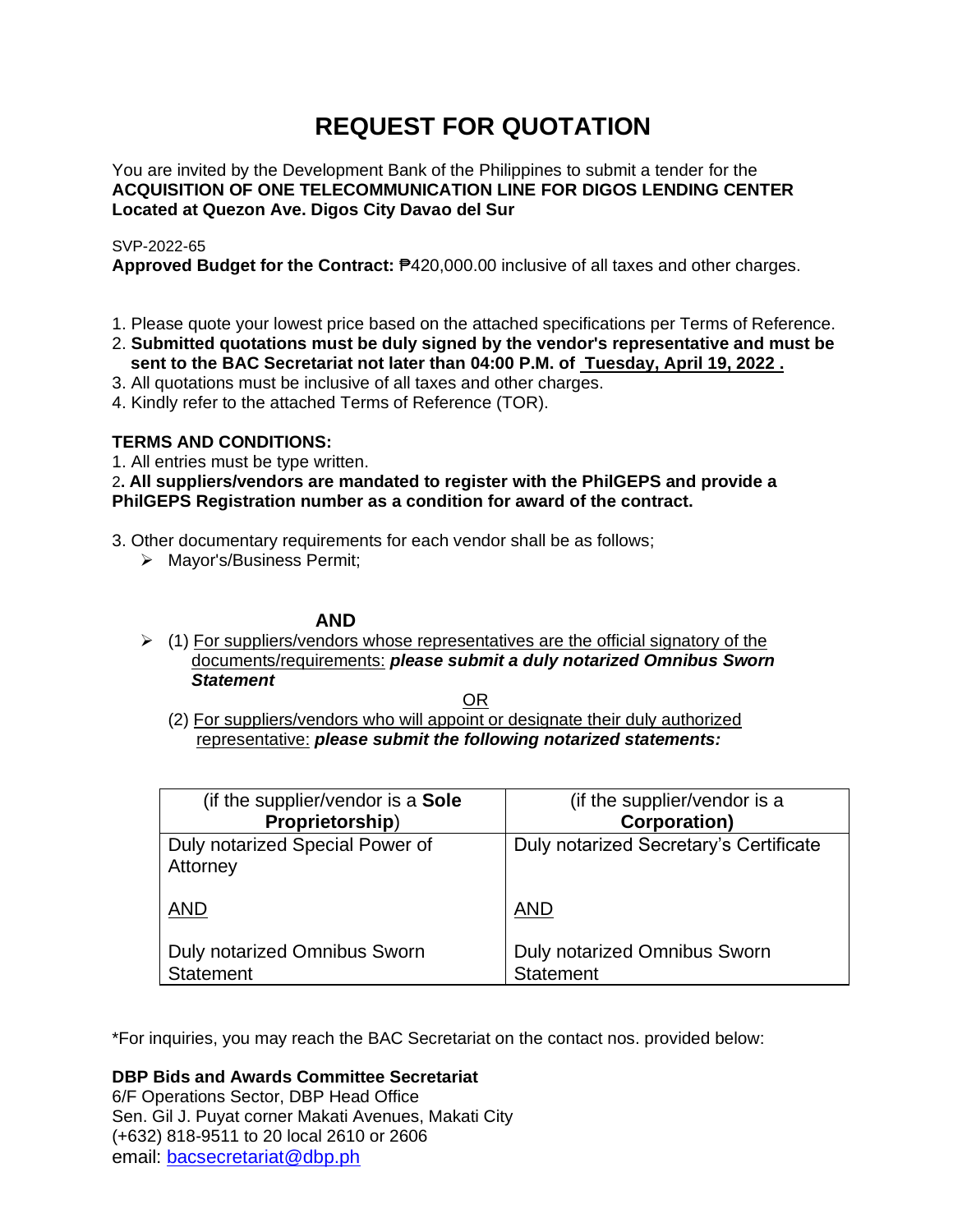# REQUEST FOR QUOTATION

You are invited by the Development Bank of the Philippines to submit a tender for the
**ACQUISITION OF ONE TELECOMMUNICATION LINE FOR DIGOS LENDING CENTER Located at Quezon Ave. Digos City Davao del Sur**

SVP-2022-65
**Approved Budget for the Contract:** ₱420,000.00 inclusive of all taxes and other charges.

1. Please quote your lowest price based on the attached specifications per Terms of Reference.
2. **Submitted quotations must be duly signed by the vendor's representative and must be sent to the BAC Secretariat not later than 04:00 P.M. of <u>Tuesday, April 19, 2022 .</u>**
3. All quotations must be inclusive of all taxes and other charges.
4. Kindly refer to the attached Terms of Reference (TOR).

**TERMS AND CONDITIONS:**

1. All entries must be type written.
2. **All suppliers/vendors are mandated to register with the PhilGEPS and provide a PhilGEPS Registration number as a condition for award of the contract.**
3. Other documentary requirements for each vendor shall be as follows;
   - Mayor's/Business Permit;

**AND**

- (1) <u>For suppliers/vendors whose representatives are the official signatory of the documents/requirements:</u> ***please submit a duly notarized Omnibus Sworn Statement***

<u>OR</u>

(2) <u>For suppliers/vendors who will appoint or designate their duly authorized representative:</u> ***please submit the following notarized statements:***

| (if the supplier/vendor is a **Sole Proprietorship**) | (if the supplier/vendor is a **Corporation)** |
|---|---|
| Duly notarized Special Power of Attorney<br><br><u>AND</u><br><br>Duly notarized Omnibus Sworn Statement | Duly notarized Secretary's Certificate<br><br><u>AND</u><br><br>Duly notarized Omnibus Sworn Statement |

*For inquiries, you may reach the BAC Secretariat on the contact nos. provided below:

**DBP Bids and Awards Committee Secretariat**
6/F Operations Sector, DBP Head Office
Sen. Gil J. Puyat corner Makati Avenues, Makati City
(+632) 818-9511 to 20 local 2610 or 2606
email: bacsecretariat@dbp.ph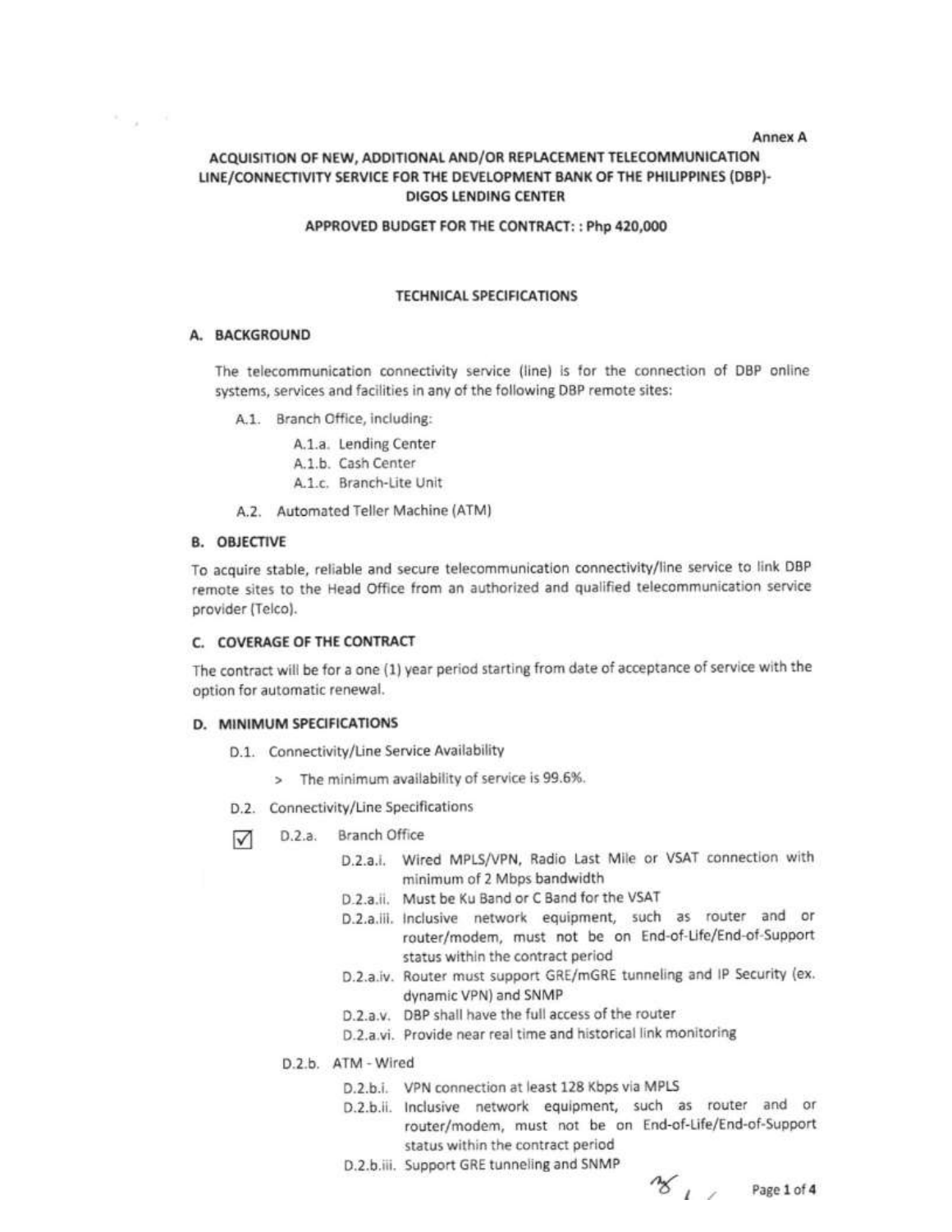Annex A

# ACQUISITION OF NEW, ADDITIONAL AND/OR REPLACEMENT TELECOMMUNICATION LINE/CONNECTIVITY SERVICE FOR THE DEVELOPMENT BANK OF THE PHILIPPINES (DBP)-DIGOS LENDING CENTER

**APPROVED BUDGET FOR THE CONTRACT: : Php 420,000**

## TECHNICAL SPECIFICATIONS

### A. BACKGROUND

The telecommunication connectivity service (line) is for the connection of DBP online systems, services and facilities in any of the following DBP remote sites:

- A.1. Branch Office, including:
  - A.1.a. Lending Center
  - A.1.b. Cash Center
  - A.1.c. Branch-Lite Unit
- A.2. Automated Teller Machine (ATM)

### B. OBJECTIVE

To acquire stable, reliable and secure telecommunication connectivity/line service to link DBP remote sites to the Head Office from an authorized and qualified telecommunication service provider (Telco).

### C. COVERAGE OF THE CONTRACT

The contract will be for a one (1) year period starting from date of acceptance of service with the option for automatic renewal.

### D. MINIMUM SPECIFICATIONS

- D.1. Connectivity/Line Service Availability
  - > The minimum availability of service is 99.6%.
- D.2. Connectivity/Line Specifications
  - ☑ D.2.a. Branch Office
    - D.2.a.i. Wired MPLS/VPN, Radio Last Mile or VSAT connection with minimum of 2 Mbps bandwidth
    - D.2.a.ii. Must be Ku Band or C Band for the VSAT
    - D.2.a.iii. Inclusive network equipment, such as router and or router/modem, must not be on End-of-Life/End-of-Support status within the contract period
    - D.2.a.iv. Router must support GRE/mGRE tunneling and IP Security (ex. dynamic VPN) and SNMP
    - D.2.a.v. DBP shall have the full access of the router
    - D.2.a.vi. Provide near real time and historical link monitoring
  - D.2.b. ATM - Wired
    - D.2.b.i. VPN connection at least 128 Kbps via MPLS
    - D.2.b.ii. Inclusive network equipment, such as router and or router/modem, must not be on End-of-Life/End-of-Support status within the contract period
    - D.2.b.iii. Support GRE tunneling and SNMP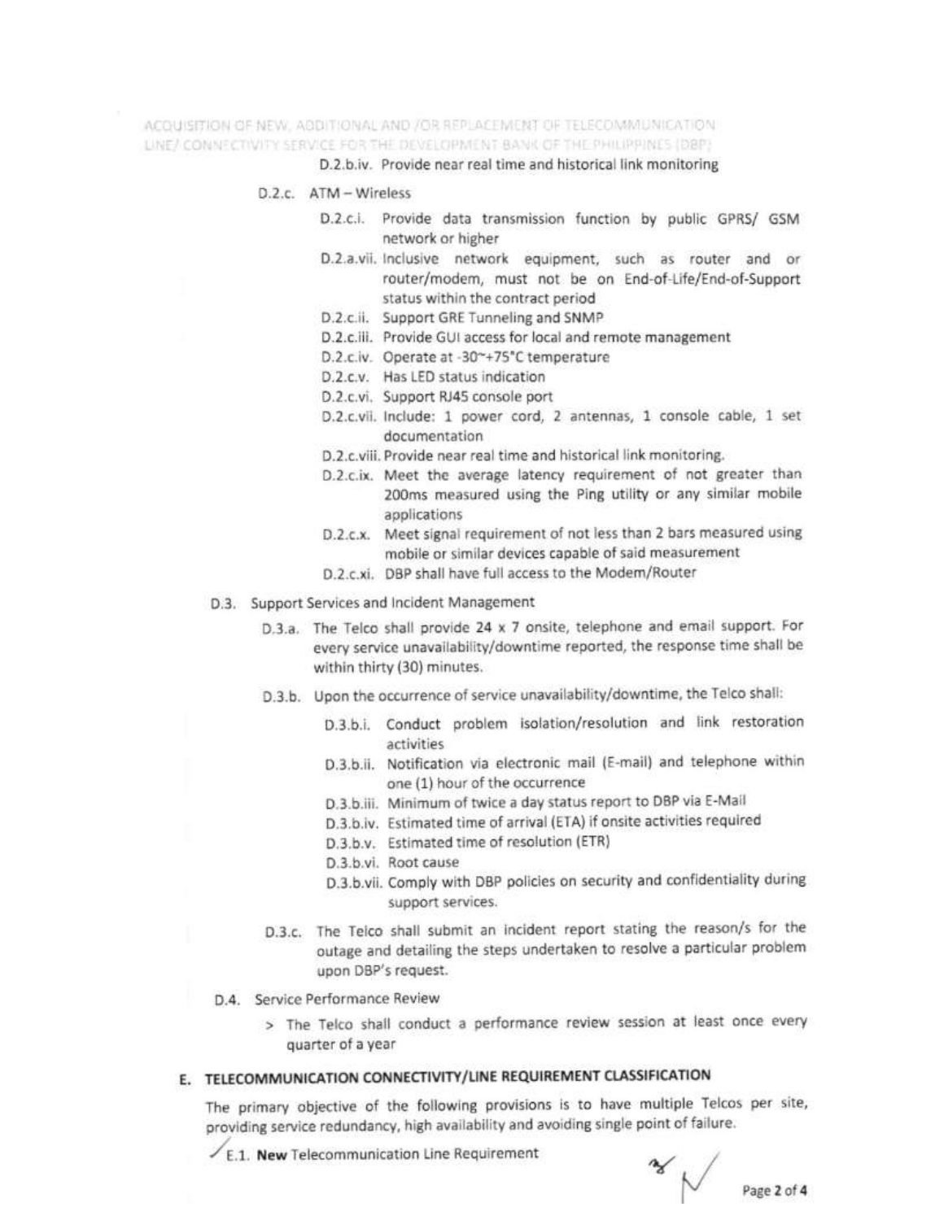D.2.b.iv. Provide near real time and historical link monitoring

D.2.c. ATM – Wireless

- D.2.c.i. Provide data transmission function by public GPRS/ GSM network or higher
- D.2.a.vii. Inclusive network equipment, such as router and or router/modem, must not be on End-of-Life/End-of-Support status within the contract period
- D.2.c.ii. Support GRE Tunneling and SNMP
- D.2.c.iii. Provide GUI access for local and remote management
- D.2.c.iv. Operate at -30~+75°C temperature
- D.2.c.v. Has LED status indication
- D.2.c.vi. Support RJ45 console port
- D.2.c.vii. Include: 1 power cord, 2 antennas, 1 console cable, 1 set documentation
- D.2.c.viii. Provide near real time and historical link monitoring.
- D.2.c.ix. Meet the average latency requirement of not greater than 200ms measured using the Ping utility or any similar mobile applications
- D.2.c.x. Meet signal requirement of not less than 2 bars measured using mobile or similar devices capable of said measurement
- D.2.c.xi. DBP shall have full access to the Modem/Router

D.3. Support Services and Incident Management

D.3.a. The Telco shall provide 24 x 7 onsite, telephone and email support. For every service unavailability/downtime reported, the response time shall be within thirty (30) minutes.

D.3.b. Upon the occurrence of service unavailability/downtime, the Telco shall:

- D.3.b.i. Conduct problem isolation/resolution and link restoration activities
- D.3.b.ii. Notification via electronic mail (E-mail) and telephone within one (1) hour of the occurrence
- D.3.b.iii. Minimum of twice a day status report to DBP via E-Mail
- D.3.b.iv. Estimated time of arrival (ETA) if onsite activities required
- D.3.b.v. Estimated time of resolution (ETR)
- D.3.b.vi. Root cause
- D.3.b.vii. Comply with DBP policies on security and confidentiality during support services.

D.3.c. The Telco shall submit an incident report stating the reason/s for the outage and detailing the steps undertaken to resolve a particular problem upon DBP's request.

D.4. Service Performance Review

> The Telco shall conduct a performance review session at least once every quarter of a year

## E. TELECOMMUNICATION CONNECTIVITY/LINE REQUIREMENT CLASSIFICATION

The primary objective of the following provisions is to have multiple Telcos per site, providing service redundancy, high availability and avoiding single point of failure.

E.1. **New** Telecommunication Line Requirement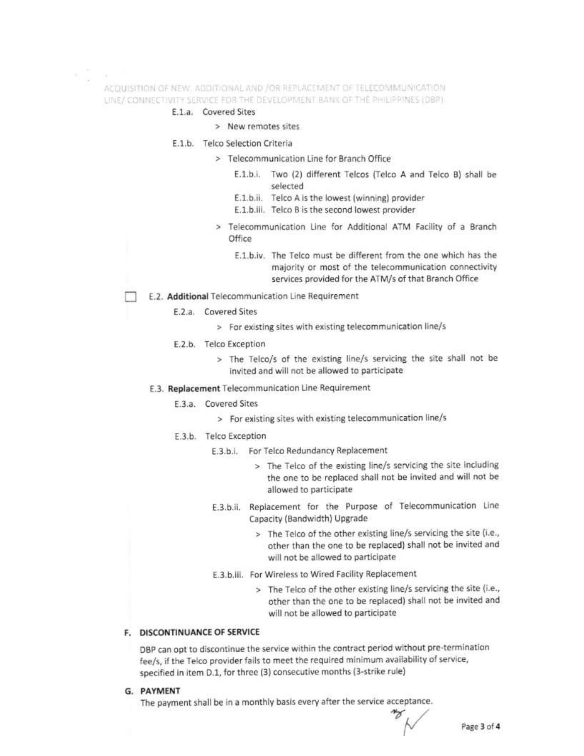E.1.a. Covered Sites

- New remotes sites

E.1.b. Telco Selection Criteria

- Telecommunication Line for Branch Office
  - E.1.b.i. Two (2) different Telcos (Telco A and Telco B) shall be selected
  - E.1.b.ii. Telco A is the lowest (winning) provider
  - E.1.b.iii. Telco B is the second lowest provider
- Telecommunication Line for Additional ATM Facility of a Branch Office
  - E.1.b.iv. The Telco must be different from the one which has the majority or most of the telecommunication connectivity services provided for the ATM/s of that Branch Office

☐ E.2. **Additional** Telecommunication Line Requirement

E.2.a. Covered Sites

- For existing sites with existing telecommunication line/s

E.2.b. Telco Exception

- The Telco/s of the existing line/s servicing the site shall not be invited and will not be allowed to participate

E.3. **Replacement** Telecommunication Line Requirement

E.3.a. Covered Sites

- For existing sites with existing telecommunication line/s

E.3.b. Telco Exception

E.3.b.i. For Telco Redundancy Replacement

- The Telco of the existing line/s servicing the site including the one to be replaced shall not be invited and will not be allowed to participate

E.3.b.ii. Replacement for the Purpose of Telecommunication Line Capacity (Bandwidth) Upgrade

- The Telco of the other existing line/s servicing the site (i.e., other than the one to be replaced) shall not be invited and will not be allowed to participate

E.3.b.iii. For Wireless to Wired Facility Replacement

- The Telco of the other existing line/s servicing the site (i.e., other than the one to be replaced) shall not be invited and will not be allowed to participate

## F. DISCONTINUANCE OF SERVICE

DBP can opt to discontinue the service within the contract period without pre-termination fee/s, if the Telco provider fails to meet the required minimum availability of service, specified in item D.1, for three (3) consecutive months (3-strike rule)

## G. PAYMENT

The payment shall be in a monthly basis every after the service acceptance.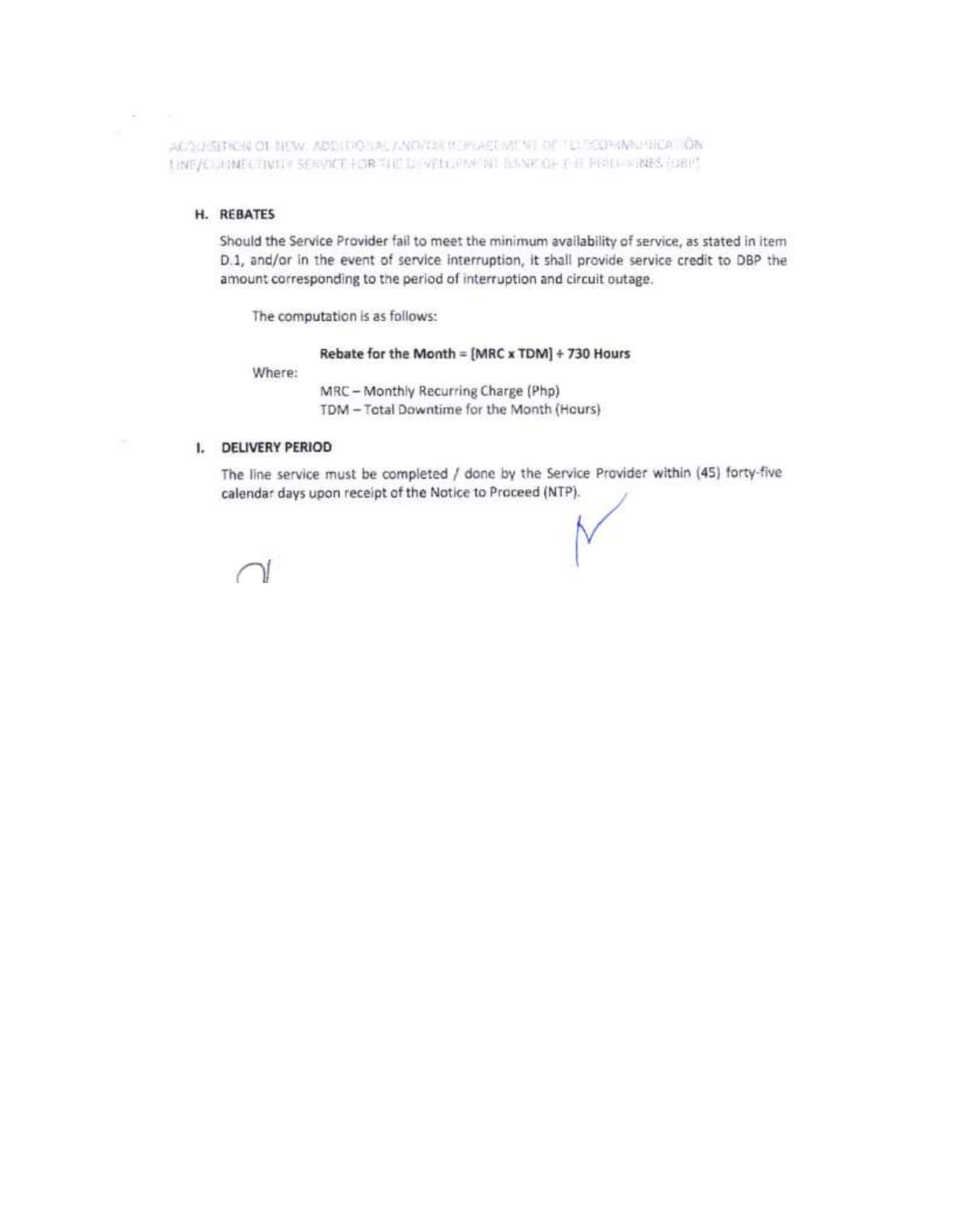## H. REBATES

Should the Service Provider fail to meet the minimum availability of service, as stated in item D.1, and/or in the event of service interruption, it shall provide service credit to DBP the amount corresponding to the period of interruption and circuit outage.

The computation is as follows:

**Rebate for the Month = [MRC x TDM] ÷ 730 Hours**

Where:

MRC – Monthly Recurring Charge (Php)
TDM – Total Downtime for the Month (Hours)

## I. DELIVERY PERIOD

The line service must be completed / done by the Service Provider within (45) forty-five calendar days upon receipt of the Notice to Proceed (NTP).